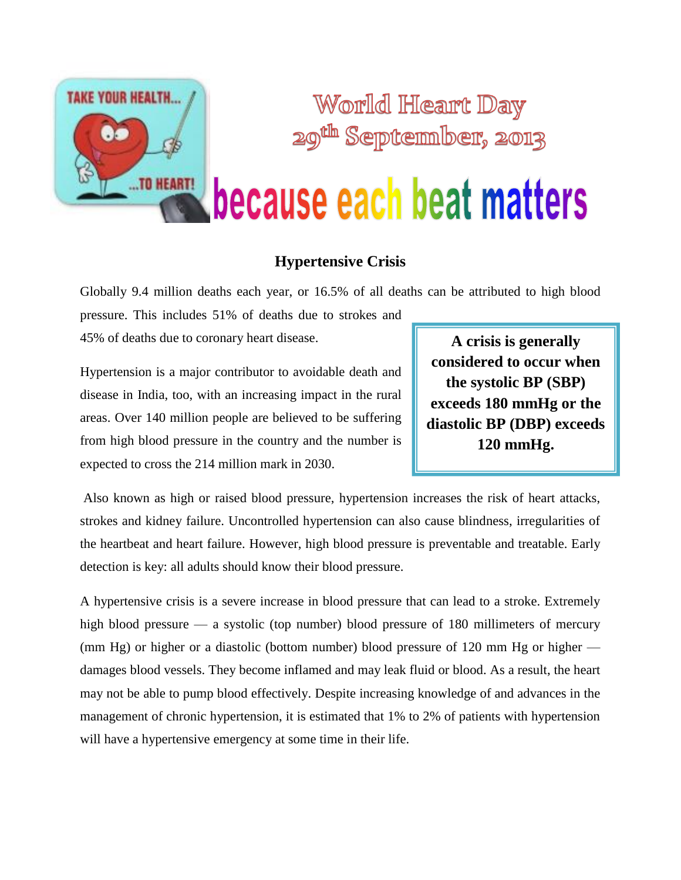# World Heart Day
# 29th September, 2013

# because each beat matters

## Hypertensive Crisis

Globally 9.4 million deaths each year, or 16.5% of all deaths can be attributed to high blood pressure. This includes 51% of deaths due to strokes and 45% of deaths due to coronary heart disease.

Hypertension is a major contributor to avoidable death and disease in India, too, with an increasing impact in the rural areas. Over 140 million people are believed to be suffering from high blood pressure in the country and the number is expected to cross the 214 million mark in 2030.

**A crisis is generally considered to occur when the systolic BP (SBP) exceeds 180 mmHg or the diastolic BP (DBP) exceeds 120 mmHg.**

Also known as high or raised blood pressure, hypertension increases the risk of heart attacks, strokes and kidney failure. Uncontrolled hypertension can also cause blindness, irregularities of the heartbeat and heart failure. However, high blood pressure is preventable and treatable. Early detection is key: all adults should know their blood pressure.

A hypertensive crisis is a severe increase in blood pressure that can lead to a stroke. Extremely high blood pressure — a systolic (top number) blood pressure of 180 millimeters of mercury (mm Hg) or higher or a diastolic (bottom number) blood pressure of 120 mm Hg or higher — damages blood vessels. They become inflamed and may leak fluid or blood. As a result, the heart may not be able to pump blood effectively. Despite increasing knowledge of and advances in the management of chronic hypertension, it is estimated that 1% to 2% of patients with hypertension will have a hypertensive emergency at some time in their life.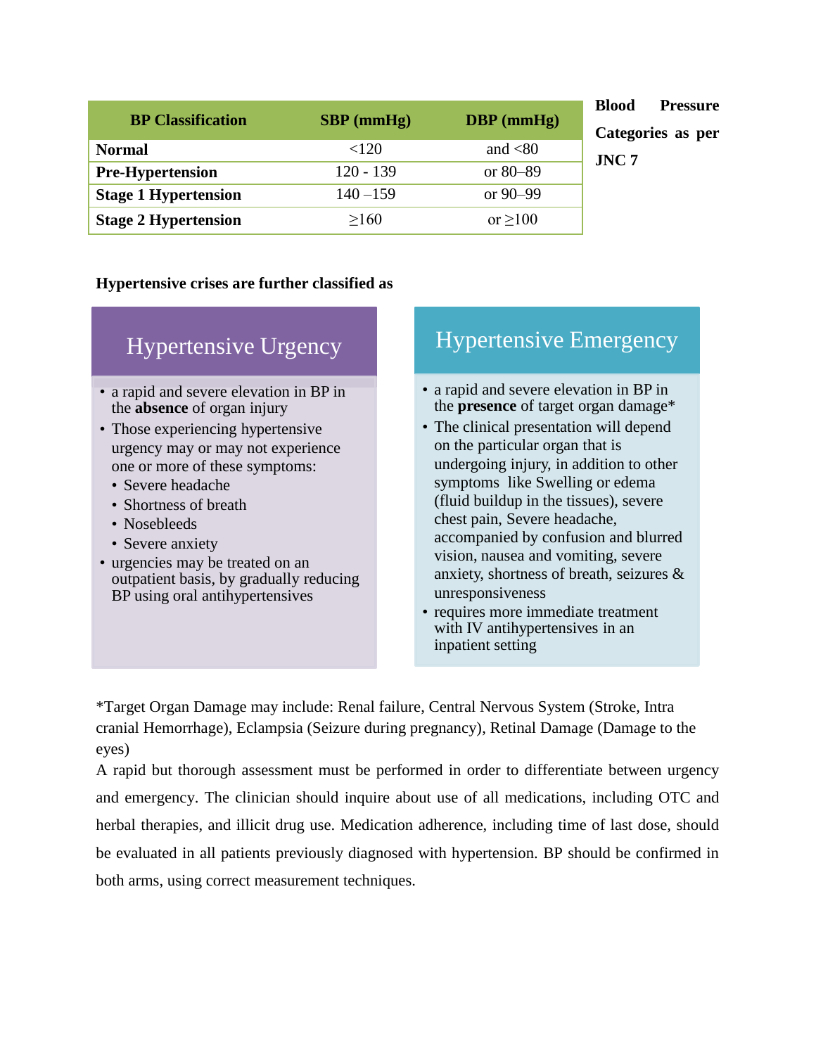| BP Classification | SBP (mmHg) | DBP (mmHg) |
|---|---|---|
| **Normal** | <120 | and <80 |
| **Pre-Hypertension** | 120 - 139 | or 80–89 |
| **Stage 1 Hypertension** | 140 –159 | or 90–99 |
| **Stage 2 Hypertension** | ≥160 | or ≥100 |

**Blood Pressure Categories as per JNC 7**

**Hypertensive crises are further classified as**

### Hypertensive Urgency

- a rapid and severe elevation in BP in the **absence** of organ injury
- Those experiencing hypertensive urgency may or may not experience one or more of these symptoms:
  - Severe headache
  - Shortness of breath
  - Nosebleeds
  - Severe anxiety
- urgencies may be treated on an outpatient basis, by gradually reducing BP using oral antihypertensives

### Hypertensive Emergency

- a rapid and severe elevation in BP in the **presence** of target organ damage*
- The clinical presentation will depend on the particular organ that is undergoing injury, in addition to other symptoms like Swelling or edema (fluid buildup in the tissues), severe chest pain, Severe headache, accompanied by confusion and blurred vision, nausea and vomiting, severe anxiety, shortness of breath, seizures & unresponsiveness
- requires more immediate treatment with IV antihypertensives in an inpatient setting

*Target Organ Damage may include: Renal failure, Central Nervous System (Stroke, Intra cranial Hemorrhage), Eclampsia (Seizure during pregnancy), Retinal Damage (Damage to the eyes)

A rapid but thorough assessment must be performed in order to differentiate between urgency and emergency. The clinician should inquire about use of all medications, including OTC and herbal therapies, and illicit drug use. Medication adherence, including time of last dose, should be evaluated in all patients previously diagnosed with hypertension. BP should be confirmed in both arms, using correct measurement techniques.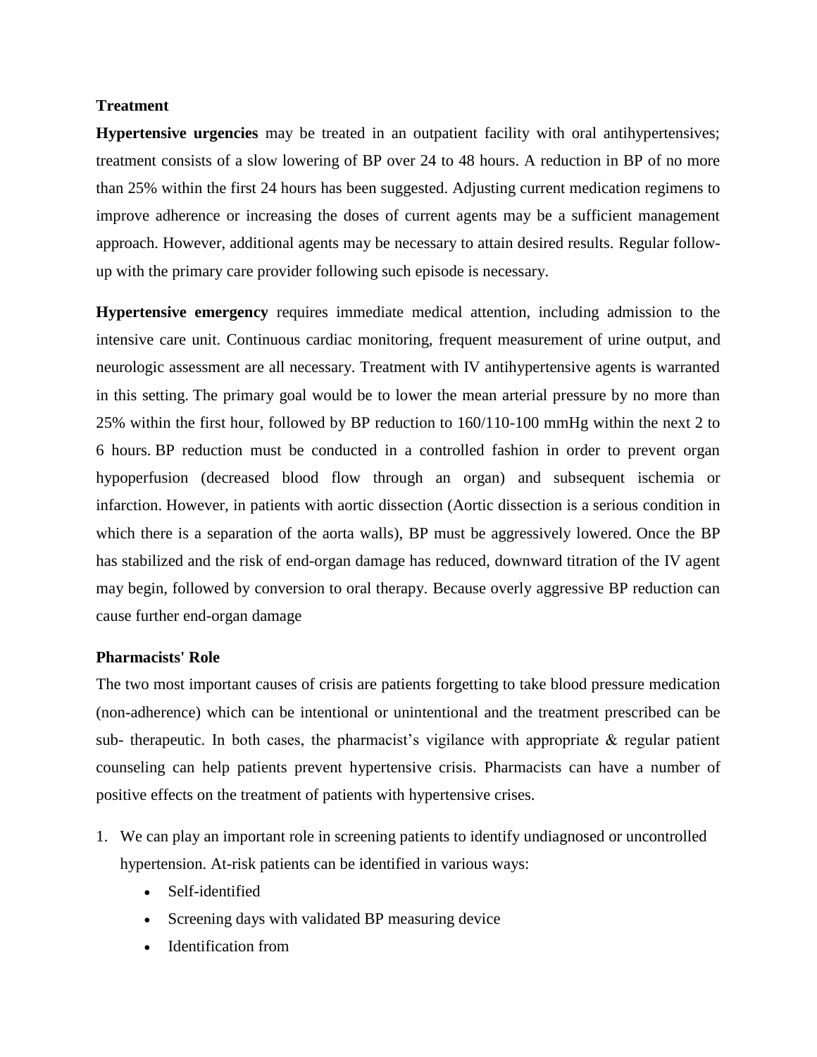**Treatment**

**Hypertensive urgencies** may be treated in an outpatient facility with oral antihypertensives; treatment consists of a slow lowering of BP over 24 to 48 hours. A reduction in BP of no more than 25% within the first 24 hours has been suggested. Adjusting current medication regimens to improve adherence or increasing the doses of current agents may be a sufficient management approach. However, additional agents may be necessary to attain desired results. Regular follow-up with the primary care provider following such episode is necessary.

**Hypertensive emergency** requires immediate medical attention, including admission to the intensive care unit. Continuous cardiac monitoring, frequent measurement of urine output, and neurologic assessment are all necessary. Treatment with IV antihypertensive agents is warranted in this setting. The primary goal would be to lower the mean arterial pressure by no more than 25% within the first hour, followed by BP reduction to 160/110-100 mmHg within the next 2 to 6 hours. BP reduction must be conducted in a controlled fashion in order to prevent organ hypoperfusion (decreased blood flow through an organ) and subsequent ischemia or infarction. However, in patients with aortic dissection (Aortic dissection is a serious condition in which there is a separation of the aorta walls), BP must be aggressively lowered. Once the BP has stabilized and the risk of end-organ damage has reduced, downward titration of the IV agent may begin, followed by conversion to oral therapy. Because overly aggressive BP reduction can cause further end-organ damage

**Pharmacists' Role**

The two most important causes of crisis are patients forgetting to take blood pressure medication (non-adherence) which can be intentional or unintentional and the treatment prescribed can be sub- therapeutic. In both cases, the pharmacist's vigilance with appropriate & regular patient counseling can help patients prevent hypertensive crisis. Pharmacists can have a number of positive effects on the treatment of patients with hypertensive crises.

1. We can play an important role in screening patients to identify undiagnosed or uncontrolled hypertension. At-risk patients can be identified in various ways:
   - Self-identified
   - Screening days with validated BP measuring device
   - Identification from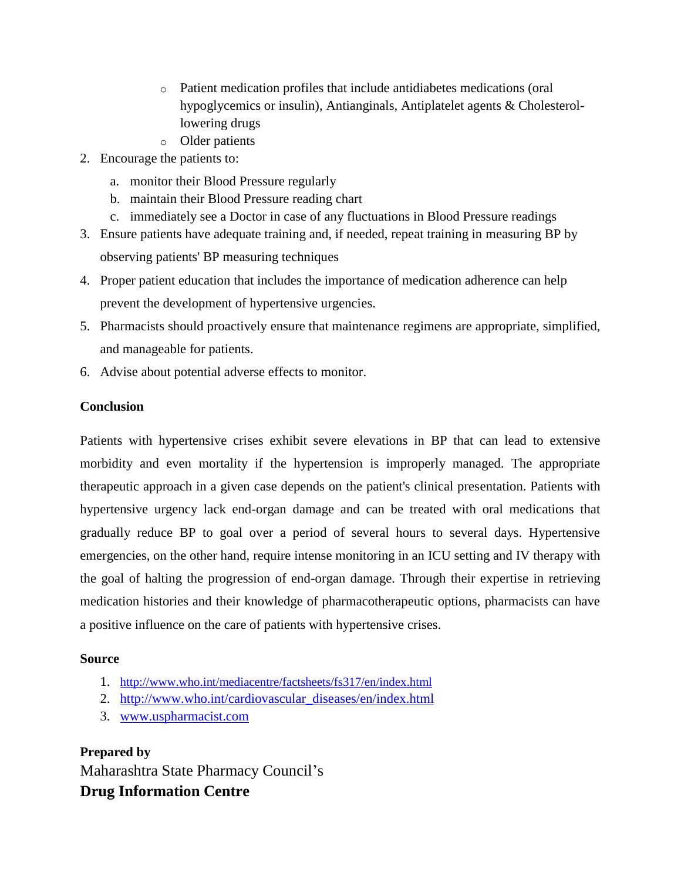- Patient medication profiles that include antidiabetes medications (oral hypoglycemics or insulin), Antianginals, Antiplatelet agents & Cholesterol-lowering drugs
  - Older patients

2. Encourage the patients to:
   a. monitor their Blood Pressure regularly
   b. maintain their Blood Pressure reading chart
   c. immediately see a Doctor in case of any fluctuations in Blood Pressure readings
3. Ensure patients have adequate training and, if needed, repeat training in measuring BP by observing patients' BP measuring techniques
4. Proper patient education that includes the importance of medication adherence can help prevent the development of hypertensive urgencies.
5. Pharmacists should proactively ensure that maintenance regimens are appropriate, simplified, and manageable for patients.
6. Advise about potential adverse effects to monitor.

**Conclusion**

Patients with hypertensive crises exhibit severe elevations in BP that can lead to extensive morbidity and even mortality if the hypertension is improperly managed. The appropriate therapeutic approach in a given case depends on the patient's clinical presentation. Patients with hypertensive urgency lack end-organ damage and can be treated with oral medications that gradually reduce BP to goal over a period of several hours to several days. Hypertensive emergencies, on the other hand, require intense monitoring in an ICU setting and IV therapy with the goal of halting the progression of end-organ damage. Through their expertise in retrieving medication histories and their knowledge of pharmacotherapeutic options, pharmacists can have a positive influence on the care of patients with hypertensive crises.

**Source**

1. http://www.who.int/mediacentre/factsheets/fs317/en/index.html
2. http://www.who.int/cardiovascular_diseases/en/index.html
3. www.uspharmacist.com

**Prepared by**

Maharashtra State Pharmacy Council's

**Drug Information Centre**